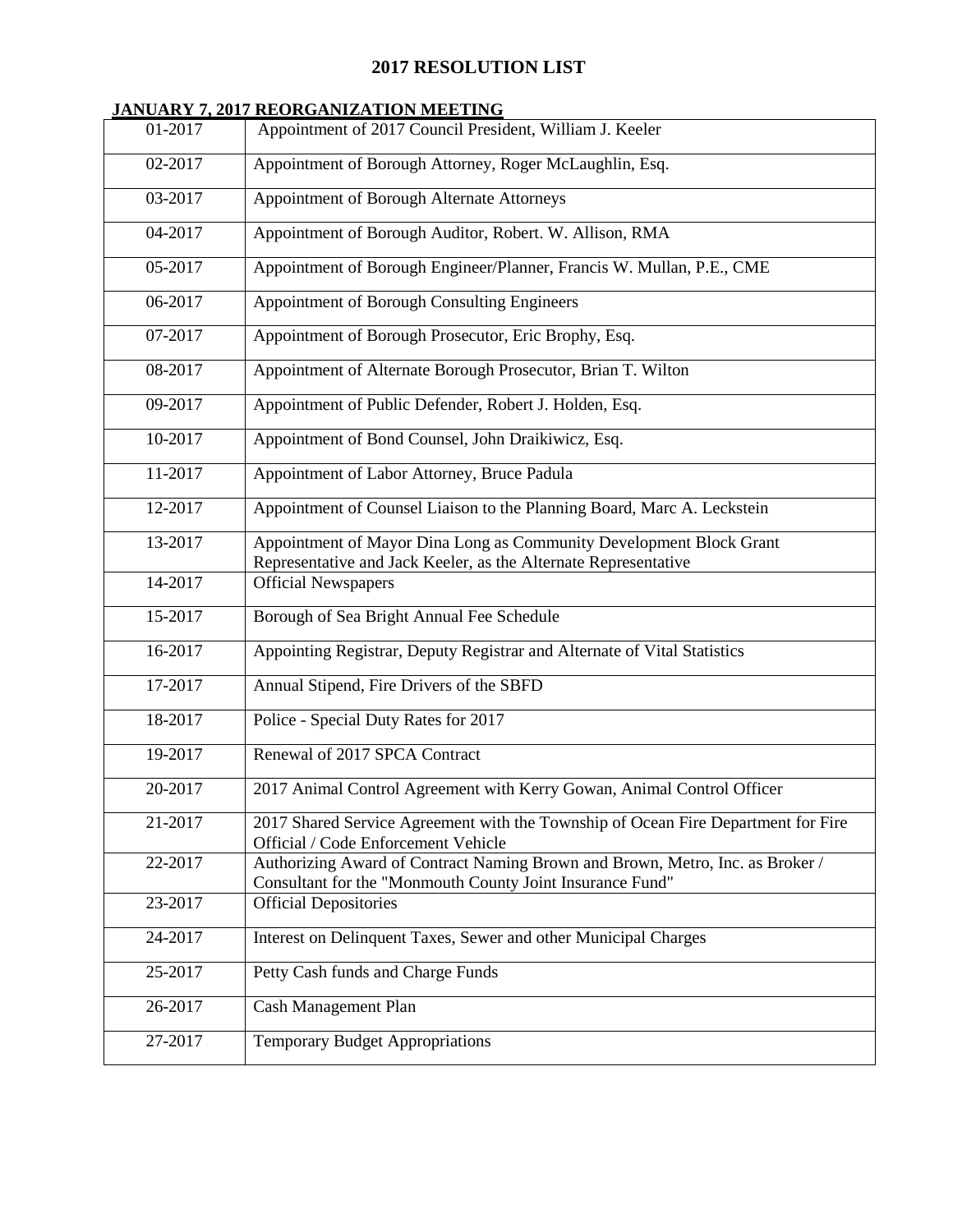# 2017 RESOLUTION LIST

**JANUARY 7, 2017 REORGANIZATION MEETING**

| | |
|---|---|
| 01-2017 | Appointment of 2017 Council President, William J. Keeler |
| 02-2017 | Appointment of Borough Attorney, Roger McLaughlin, Esq. |
| 03-2017 | Appointment of Borough Alternate Attorneys |
| 04-2017 | Appointment of Borough Auditor, Robert. W. Allison, RMA |
| 05-2017 | Appointment of Borough Engineer/Planner, Francis W. Mullan, P.E., CME |
| 06-2017 | Appointment of Borough Consulting Engineers |
| 07-2017 | Appointment of Borough Prosecutor, Eric Brophy, Esq. |
| 08-2017 | Appointment of Alternate Borough Prosecutor, Brian T. Wilton |
| 09-2017 | Appointment of Public Defender, Robert J. Holden, Esq. |
| 10-2017 | Appointment of Bond Counsel, John Draikiwicz, Esq. |
| 11-2017 | Appointment of Labor Attorney, Bruce Padula |
| 12-2017 | Appointment of Counsel Liaison to the Planning Board, Marc A. Leckstein |
| 13-2017 | Appointment of Mayor Dina Long as Community Development Block Grant Representative and Jack Keeler, as the Alternate Representative |
| 14-2017 | Official Newspapers |
| 15-2017 | Borough of Sea Bright Annual Fee Schedule |
| 16-2017 | Appointing Registrar, Deputy Registrar and Alternate of Vital Statistics |
| 17-2017 | Annual Stipend, Fire Drivers of the SBFD |
| 18-2017 | Police - Special Duty Rates for 2017 |
| 19-2017 | Renewal of 2017 SPCA Contract |
| 20-2017 | 2017 Animal Control Agreement with Kerry Gowan, Animal Control Officer |
| 21-2017 | 2017 Shared Service Agreement with the Township of Ocean Fire Department for Fire Official / Code Enforcement Vehicle |
| 22-2017 | Authorizing Award of Contract Naming Brown and Brown, Metro, Inc. as Broker / Consultant for the "Monmouth County Joint Insurance Fund" |
| 23-2017 | Official Depositories |
| 24-2017 | Interest on Delinquent Taxes, Sewer and other Municipal Charges |
| 25-2017 | Petty Cash funds and Charge Funds |
| 26-2017 | Cash Management Plan |
| 27-2017 | Temporary Budget Appropriations |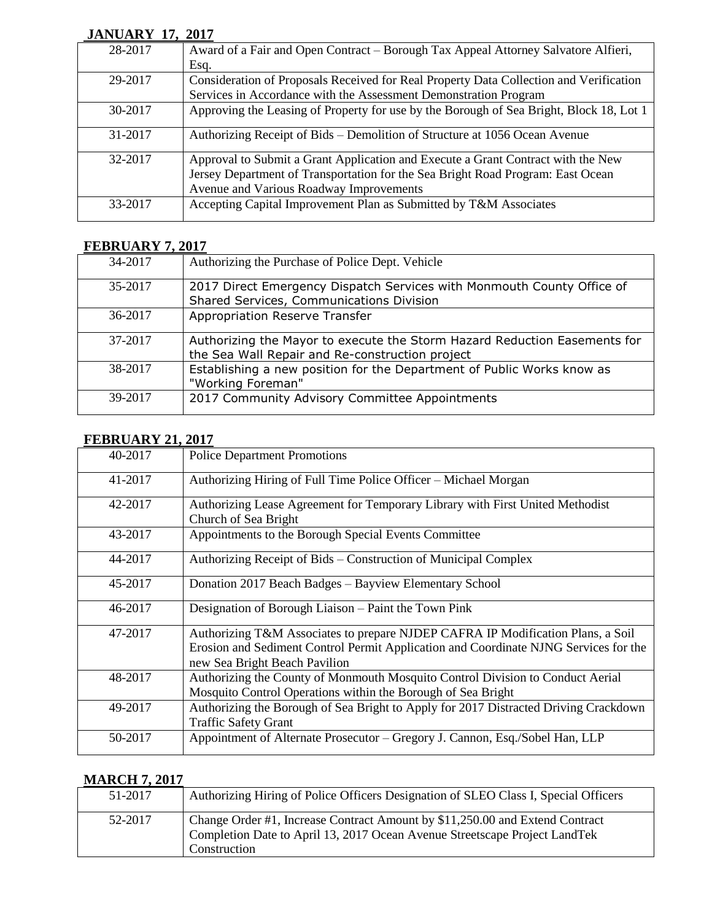## JANUARY 17, 2017

| | |
|---|---|
| 28-2017 | Award of a Fair and Open Contract – Borough Tax Appeal Attorney Salvatore Alfieri, Esq. |
| 29-2017 | Consideration of Proposals Received for Real Property Data Collection and Verification Services in Accordance with the Assessment Demonstration Program |
| 30-2017 | Approving the Leasing of Property for use by the Borough of Sea Bright, Block 18, Lot 1 |
| 31-2017 | Authorizing Receipt of Bids – Demolition of Structure at 1056 Ocean Avenue |
| 32-2017 | Approval to Submit a Grant Application and Execute a Grant Contract with the New Jersey Department of Transportation for the Sea Bright Road Program: East Ocean Avenue and Various Roadway Improvements |
| 33-2017 | Accepting Capital Improvement Plan as Submitted by T&M Associates |

## FEBRUARY 7, 2017

| | |
|---|---|
| 34-2017 | Authorizing the Purchase of Police Dept. Vehicle |
| 35-2017 | 2017 Direct Emergency Dispatch Services with Monmouth County Office of Shared Services, Communications Division |
| 36-2017 | Appropriation Reserve Transfer |
| 37-2017 | Authorizing the Mayor to execute the Storm Hazard Reduction Easements for the Sea Wall Repair and Re-construction project |
| 38-2017 | Establishing a new position for the Department of Public Works know as "Working Foreman" |
| 39-2017 | 2017 Community Advisory Committee Appointments |

## FEBRUARY 21, 2017

| | |
|---|---|
| 40-2017 | Police Department Promotions |
| 41-2017 | Authorizing Hiring of Full Time Police Officer – Michael Morgan |
| 42-2017 | Authorizing Lease Agreement for Temporary Library with First United Methodist Church of Sea Bright |
| 43-2017 | Appointments to the Borough Special Events Committee |
| 44-2017 | Authorizing Receipt of Bids – Construction of Municipal Complex |
| 45-2017 | Donation 2017 Beach Badges – Bayview Elementary School |
| 46-2017 | Designation of Borough Liaison – Paint the Town Pink |
| 47-2017 | Authorizing T&M Associates to prepare NJDEP CAFRA IP Modification Plans, a Soil Erosion and Sediment Control Permit Application and Coordinate NJNG Services for the new Sea Bright Beach Pavilion |
| 48-2017 | Authorizing the County of Monmouth Mosquito Control Division to Conduct Aerial Mosquito Control Operations within the Borough of Sea Bright |
| 49-2017 | Authorizing the Borough of Sea Bright to Apply for 2017 Distracted Driving Crackdown Traffic Safety Grant |
| 50-2017 | Appointment of Alternate Prosecutor – Gregory J. Cannon, Esq./Sobel Han, LLP |

## MARCH 7, 2017

| | |
|---|---|
| 51-2017 | Authorizing Hiring of Police Officers Designation of SLEO Class I, Special Officers |
| 52-2017 | Change Order #1, Increase Contract Amount by $11,250.00 and Extend Contract Completion Date to April 13, 2017 Ocean Avenue Streetscape Project LandTek Construction |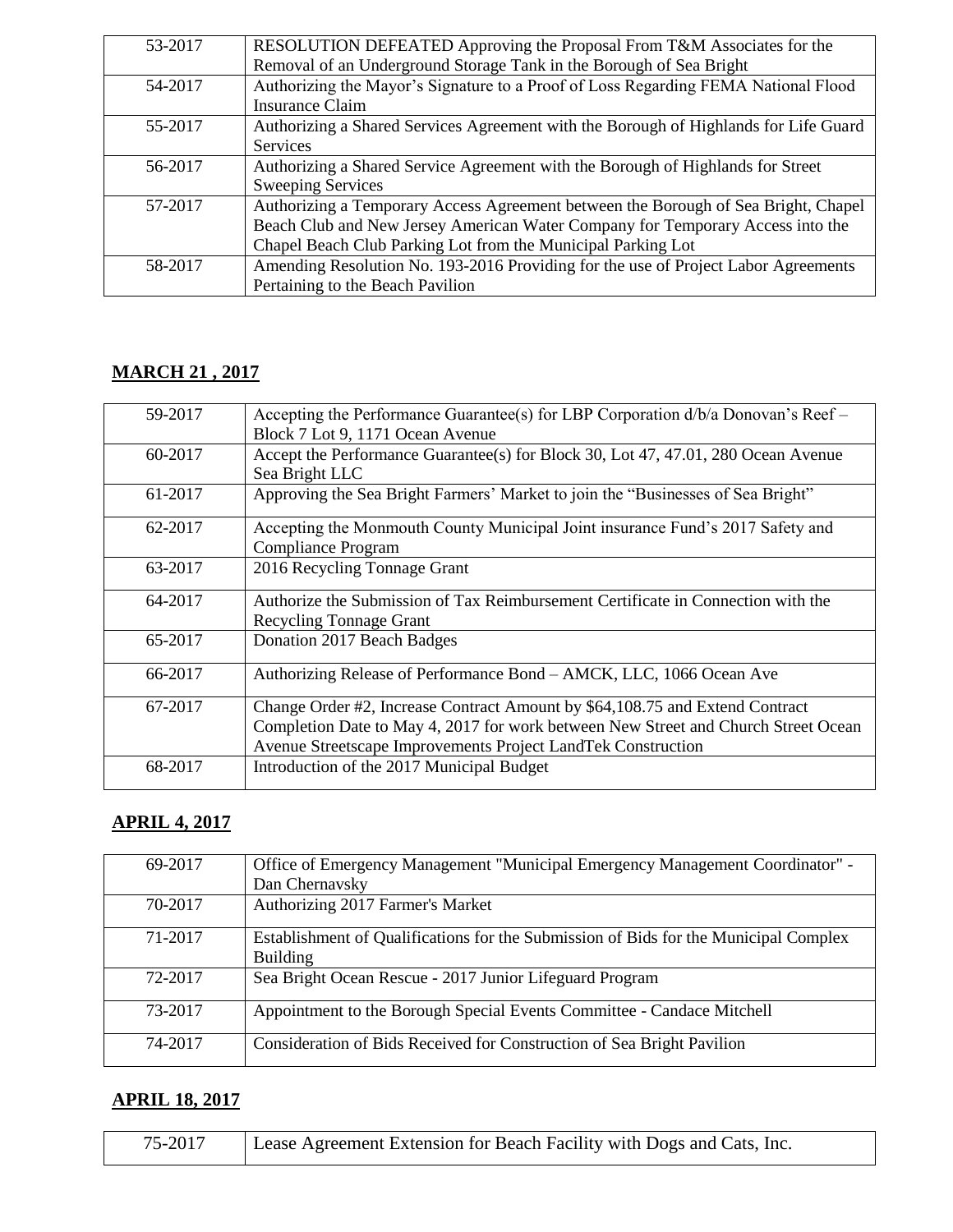| | |
|---|---|
| 53-2017 | RESOLUTION DEFEATED Approving the Proposal From T&M Associates for the Removal of an Underground Storage Tank in the Borough of Sea Bright |
| 54-2017 | Authorizing the Mayor's Signature to a Proof of Loss Regarding FEMA National Flood Insurance Claim |
| 55-2017 | Authorizing a Shared Services Agreement with the Borough of Highlands for Life Guard Services |
| 56-2017 | Authorizing a Shared Service Agreement with the Borough of Highlands for Street Sweeping Services |
| 57-2017 | Authorizing a Temporary Access Agreement between the Borough of Sea Bright, Chapel Beach Club and New Jersey American Water Company for Temporary Access into the Chapel Beach Club Parking Lot from the Municipal Parking Lot |
| 58-2017 | Amending Resolution No. 193-2016 Providing for the use of Project Labor Agreements Pertaining to the Beach Pavilion |

## MARCH 21 , 2017

| | |
|---|---|
| 59-2017 | Accepting the Performance Guarantee(s) for LBP Corporation d/b/a Donovan's Reef – Block 7 Lot 9, 1171 Ocean Avenue |
| 60-2017 | Accept the Performance Guarantee(s) for Block 30, Lot 47, 47.01, 280 Ocean Avenue Sea Bright LLC |
| 61-2017 | Approving the Sea Bright Farmers' Market to join the "Businesses of Sea Bright" |
| 62-2017 | Accepting the Monmouth County Municipal Joint insurance Fund's 2017 Safety and Compliance Program |
| 63-2017 | 2016 Recycling Tonnage Grant |
| 64-2017 | Authorize the Submission of Tax Reimbursement Certificate in Connection with the Recycling Tonnage Grant |
| 65-2017 | Donation 2017 Beach Badges |
| 66-2017 | Authorizing Release of Performance Bond – AMCK, LLC, 1066 Ocean Ave |
| 67-2017 | Change Order #2, Increase Contract Amount by $64,108.75 and Extend Contract Completion Date to May 4, 2017 for work between New Street and Church Street Ocean Avenue Streetscape Improvements Project LandTek Construction |
| 68-2017 | Introduction of the 2017 Municipal Budget |

## APRIL 4, 2017

| | |
|---|---|
| 69-2017 | Office of Emergency Management "Municipal Emergency Management Coordinator" - Dan Chernavsky |
| 70-2017 | Authorizing 2017 Farmer's Market |
| 71-2017 | Establishment of Qualifications for the Submission of Bids for the Municipal Complex Building |
| 72-2017 | Sea Bright Ocean Rescue - 2017 Junior Lifeguard Program |
| 73-2017 | Appointment to the Borough Special Events Committee - Candace Mitchell |
| 74-2017 | Consideration of Bids Received for Construction of Sea Bright Pavilion |

## APRIL 18, 2017

| | |
|---|---|
| 75-2017 | Lease Agreement Extension for Beach Facility with Dogs and Cats, Inc. |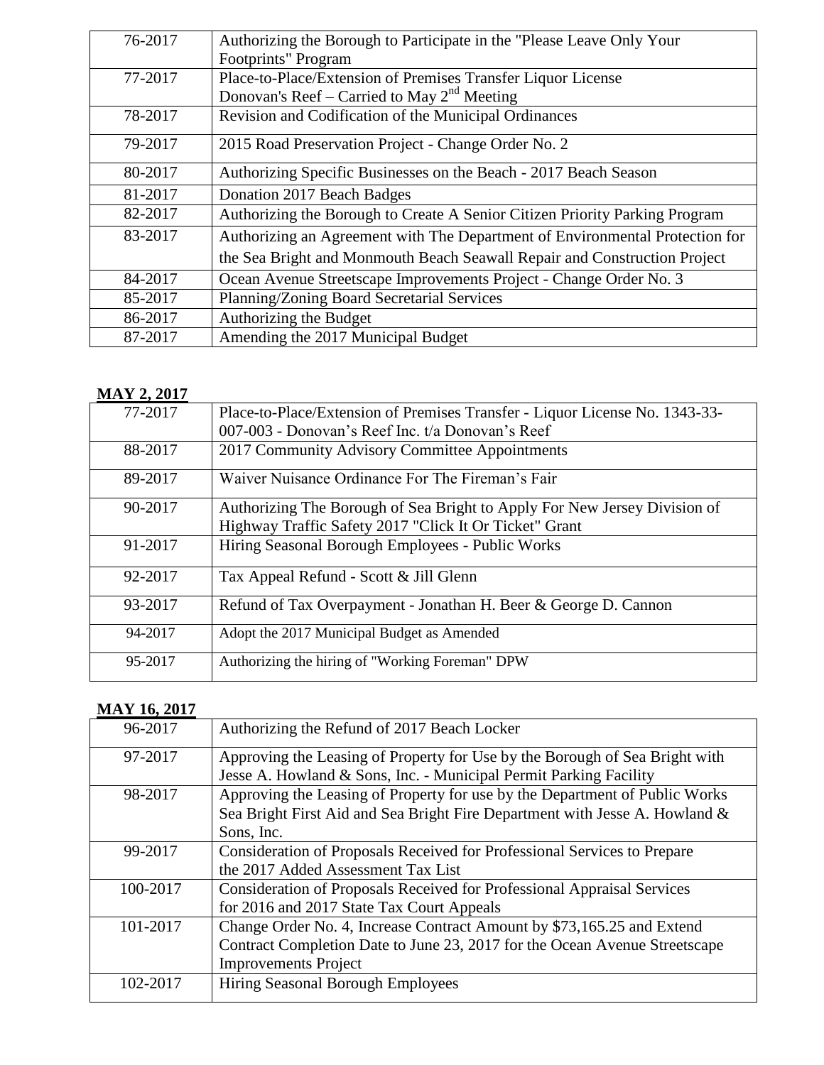| | |
|---|---|
| 76-2017 | Authorizing the Borough to Participate in the "Please Leave Only Your Footprints" Program |
| 77-2017 | Place-to-Place/Extension of Premises Transfer Liquor License Donovan's Reef – Carried to May 2nd Meeting |
| 78-2017 | Revision and Codification of the Municipal Ordinances |
| 79-2017 | 2015 Road Preservation Project - Change Order No. 2 |
| 80-2017 | Authorizing Specific Businesses on the Beach - 2017 Beach Season |
| 81-2017 | Donation 2017 Beach Badges |
| 82-2017 | Authorizing the Borough to Create A Senior Citizen Priority Parking Program |
| 83-2017 | Authorizing an Agreement with The Department of Environmental Protection for the Sea Bright and Monmouth Beach Seawall Repair and Construction Project |
| 84-2017 | Ocean Avenue Streetscape Improvements Project - Change Order No. 3 |
| 85-2017 | Planning/Zoning Board Secretarial Services |
| 86-2017 | Authorizing the Budget |
| 87-2017 | Amending the 2017 Municipal Budget |

**MAY 2, 2017**

| | |
|---|---|
| 77-2017 | Place-to-Place/Extension of Premises Transfer - Liquor License No. 1343-33-007-003 - Donovan's Reef Inc. t/a Donovan's Reef |
| 88-2017 | 2017 Community Advisory Committee Appointments |
| 89-2017 | Waiver Nuisance Ordinance For The Fireman's Fair |
| 90-2017 | Authorizing The Borough of Sea Bright to Apply For New Jersey Division of Highway Traffic Safety 2017 "Click It Or Ticket" Grant |
| 91-2017 | Hiring Seasonal Borough Employees - Public Works |
| 92-2017 | Tax Appeal Refund - Scott & Jill Glenn |
| 93-2017 | Refund of Tax Overpayment - Jonathan H. Beer & George D. Cannon |
| 94-2017 | Adopt the 2017 Municipal Budget as Amended |
| 95-2017 | Authorizing the hiring of "Working Foreman" DPW |

**MAY 16, 2017**

| | |
|---|---|
| 96-2017 | Authorizing the Refund of 2017 Beach Locker |
| 97-2017 | Approving the Leasing of Property for Use by the Borough of Sea Bright with Jesse A. Howland & Sons, Inc. - Municipal Permit Parking Facility |
| 98-2017 | Approving the Leasing of Property for use by the Department of Public Works Sea Bright First Aid and Sea Bright Fire Department with Jesse A. Howland & Sons, Inc. |
| 99-2017 | Consideration of Proposals Received for Professional Services to Prepare the 2017 Added Assessment Tax List |
| 100-2017 | Consideration of Proposals Received for Professional Appraisal Services for 2016 and 2017 State Tax Court Appeals |
| 101-2017 | Change Order No. 4, Increase Contract Amount by $73,165.25 and Extend Contract Completion Date to June 23, 2017 for the Ocean Avenue Streetscape Improvements Project |
| 102-2017 | Hiring Seasonal Borough Employees |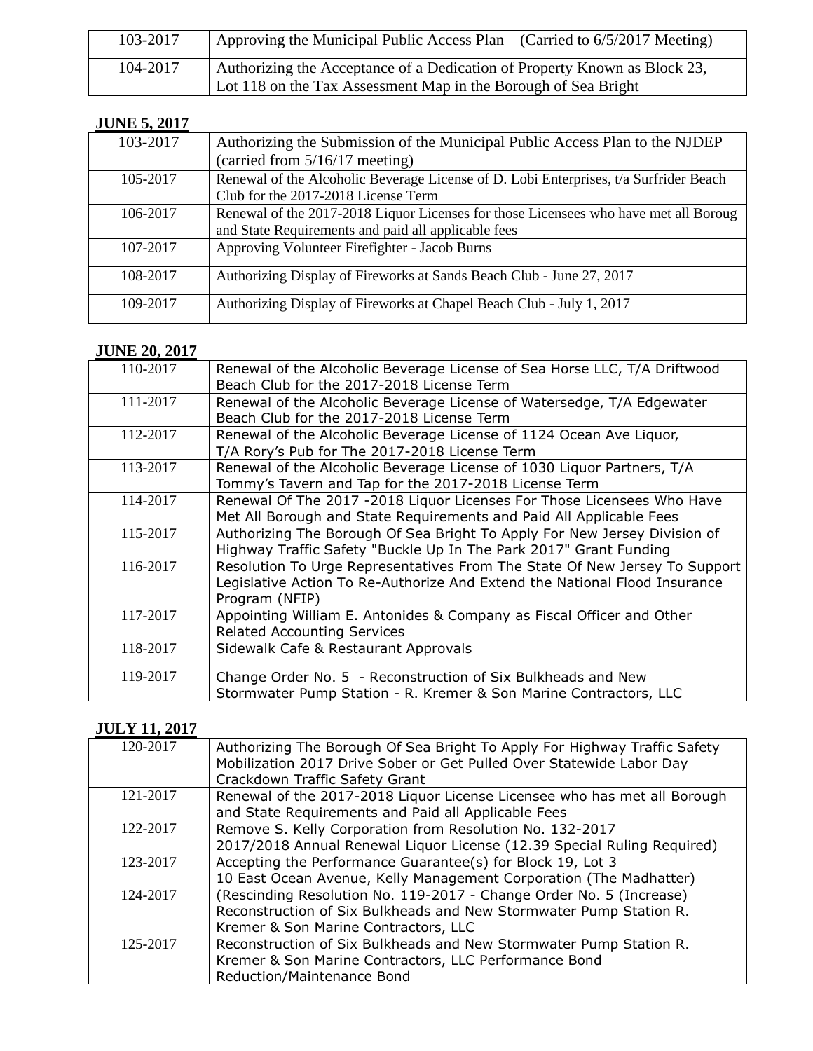| | |
|---|---|
| 103-2017 | Approving the Municipal Public Access Plan – (Carried to 6/5/2017 Meeting) |
| 104-2017 | Authorizing the Acceptance of a Dedication of Property Known as Block 23, Lot 118 on the Tax Assessment Map in the Borough of Sea Bright |

**JUNE 5, 2017**

| | |
|---|---|
| 103-2017 | Authorizing the Submission of the Municipal Public Access Plan to the NJDEP (carried from 5/16/17 meeting) |
| 105-2017 | Renewal of the Alcoholic Beverage License of D. Lobi Enterprises, t/a Surfrider Beach Club for the 2017-2018 License Term |
| 106-2017 | Renewal of the 2017-2018 Liquor Licenses for those Licensees who have met all Boroug and State Requirements and paid all applicable fees |
| 107-2017 | Approving Volunteer Firefighter - Jacob Burns |
| 108-2017 | Authorizing Display of Fireworks at Sands Beach Club - June 27, 2017 |
| 109-2017 | Authorizing Display of Fireworks at Chapel Beach Club - July 1, 2017 |

**JUNE 20, 2017**

| | |
|---|---|
| 110-2017 | Renewal of the Alcoholic Beverage License of Sea Horse LLC, T/A Driftwood Beach Club for the 2017-2018 License Term |
| 111-2017 | Renewal of the Alcoholic Beverage License of Watersedge, T/A Edgewater Beach Club for the 2017-2018 License Term |
| 112-2017 | Renewal of the Alcoholic Beverage License of 1124 Ocean Ave Liquor, T/A Rory's Pub for The 2017-2018 License Term |
| 113-2017 | Renewal of the Alcoholic Beverage License of 1030 Liquor Partners, T/A Tommy's Tavern and Tap for the 2017-2018 License Term |
| 114-2017 | Renewal Of The 2017 -2018 Liquor Licenses For Those Licensees Who Have Met All Borough and State Requirements and Paid All Applicable Fees |
| 115-2017 | Authorizing The Borough Of Sea Bright To Apply For New Jersey Division of Highway Traffic Safety "Buckle Up In The Park 2017" Grant Funding |
| 116-2017 | Resolution To Urge Representatives From The State Of New Jersey To Support Legislative Action To Re-Authorize And Extend the National Flood Insurance Program (NFIP) |
| 117-2017 | Appointing William E. Antonides & Company as Fiscal Officer and Other Related Accounting Services |
| 118-2017 | Sidewalk Cafe & Restaurant Approvals |
| 119-2017 | Change Order No. 5 - Reconstruction of Six Bulkheads and New Stormwater Pump Station - R. Kremer & Son Marine Contractors, LLC |

**JULY 11, 2017**

| | |
|---|---|
| 120-2017 | Authorizing The Borough Of Sea Bright To Apply For Highway Traffic Safety Mobilization 2017 Drive Sober or Get Pulled Over Statewide Labor Day Crackdown Traffic Safety Grant |
| 121-2017 | Renewal of the 2017-2018 Liquor License Licensee who has met all Borough and State Requirements and Paid all Applicable Fees |
| 122-2017 | Remove S. Kelly Corporation from Resolution No. 132-2017 2017/2018 Annual Renewal Liquor License (12.39 Special Ruling Required) |
| 123-2017 | Accepting the Performance Guarantee(s) for Block 19, Lot 3 10 East Ocean Avenue, Kelly Management Corporation (The Madhatter) |
| 124-2017 | (Rescinding Resolution No. 119-2017 - Change Order No. 5 (Increase) Reconstruction of Six Bulkheads and New Stormwater Pump Station R. Kremer & Son Marine Contractors, LLC |
| 125-2017 | Reconstruction of Six Bulkheads and New Stormwater Pump Station R. Kremer & Son Marine Contractors, LLC Performance Bond Reduction/Maintenance Bond |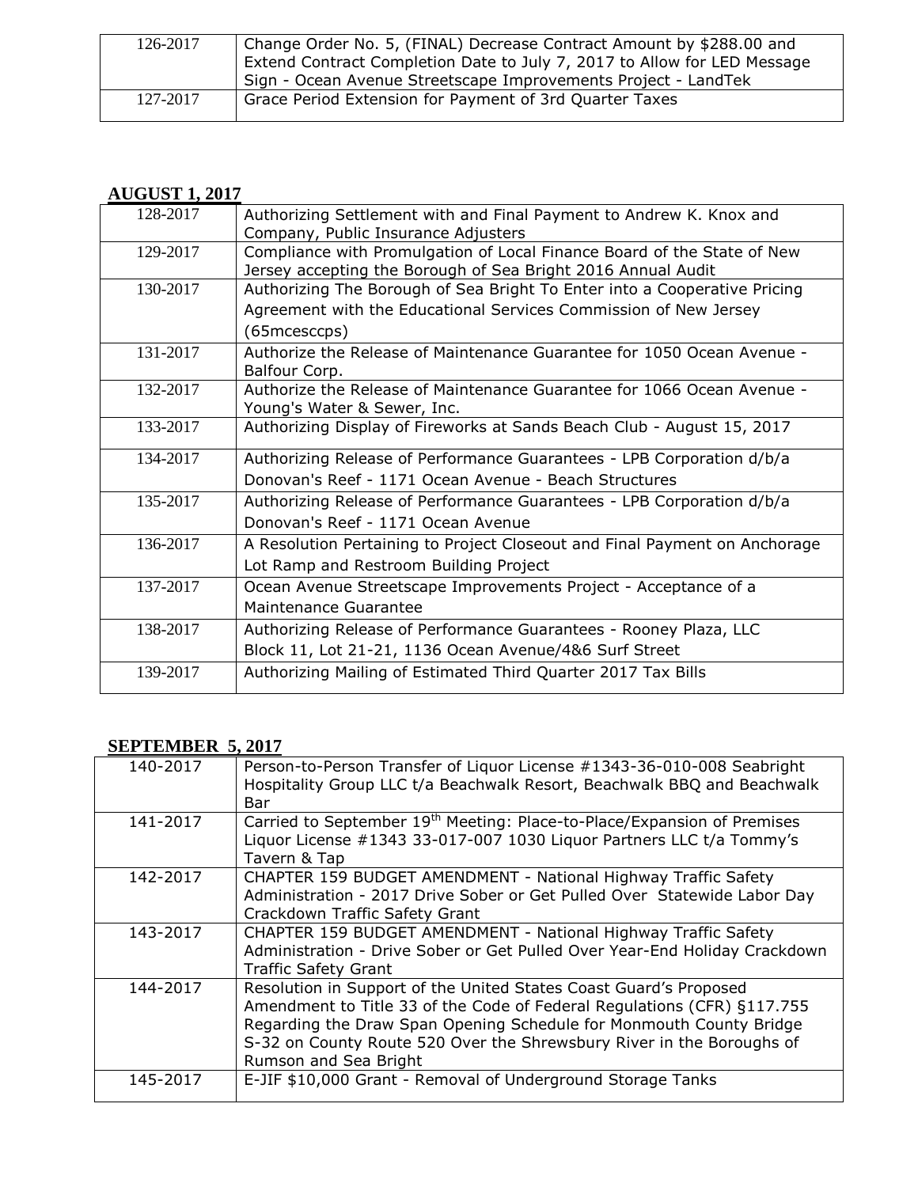| 126-2017 | Change Order No. 5, (FINAL) Decrease Contract Amount by $288.00 and Extend Contract Completion Date to July 7, 2017 to Allow for LED Message Sign - Ocean Avenue Streetscape Improvements Project - LandTek |
|---|---|
| 127-2017 | Grace Period Extension for Payment of 3rd Quarter Taxes |

**AUGUST 1, 2017**

| 128-2017 | Authorizing Settlement with and Final Payment to Andrew K. Knox and Company, Public Insurance Adjusters |
|---|---|
| 129-2017 | Compliance with Promulgation of Local Finance Board of the State of New Jersey accepting the Borough of Sea Bright 2016 Annual Audit |
| 130-2017 | Authorizing The Borough of Sea Bright To Enter into a Cooperative Pricing Agreement with the Educational Services Commission of New Jersey (65mcesccps) |
| 131-2017 | Authorize the Release of Maintenance Guarantee for 1050 Ocean Avenue - Balfour Corp. |
| 132-2017 | Authorize the Release of Maintenance Guarantee for 1066 Ocean Avenue - Young's Water & Sewer, Inc. |
| 133-2017 | Authorizing Display of Fireworks at Sands Beach Club - August 15, 2017 |
| 134-2017 | Authorizing Release of Performance Guarantees - LPB Corporation d/b/a Donovan's Reef - 1171 Ocean Avenue - Beach Structures |
| 135-2017 | Authorizing Release of Performance Guarantees - LPB Corporation d/b/a Donovan's Reef - 1171 Ocean Avenue |
| 136-2017 | A Resolution Pertaining to Project Closeout and Final Payment on Anchorage Lot Ramp and Restroom Building Project |
| 137-2017 | Ocean Avenue Streetscape Improvements Project - Acceptance of a Maintenance Guarantee |
| 138-2017 | Authorizing Release of Performance Guarantees - Rooney Plaza, LLC Block 11, Lot 21-21, 1136 Ocean Avenue/4&6 Surf Street |
| 139-2017 | Authorizing Mailing of Estimated Third Quarter 2017 Tax Bills |

**SEPTEMBER 5, 2017**

| 140-2017 | Person-to-Person Transfer of Liquor License #1343-36-010-008 Seabright Hospitality Group LLC t/a Beachwalk Resort, Beachwalk BBQ and Beachwalk Bar |
|---|---|
| 141-2017 | Carried to September 19th Meeting: Place-to-Place/Expansion of Premises Liquor License #1343 33-017-007 1030 Liquor Partners LLC t/a Tommy's Tavern & Tap |
| 142-2017 | CHAPTER 159 BUDGET AMENDMENT - National Highway Traffic Safety Administration - 2017 Drive Sober or Get Pulled Over Statewide Labor Day Crackdown Traffic Safety Grant |
| 143-2017 | CHAPTER 159 BUDGET AMENDMENT - National Highway Traffic Safety Administration - Drive Sober or Get Pulled Over Year-End Holiday Crackdown Traffic Safety Grant |
| 144-2017 | Resolution in Support of the United States Coast Guard's Proposed Amendment to Title 33 of the Code of Federal Regulations (CFR) §117.755 Regarding the Draw Span Opening Schedule for Monmouth County Bridge S-32 on County Route 520 Over the Shrewsbury River in the Boroughs of Rumson and Sea Bright |
| 145-2017 | E-JIF $10,000 Grant - Removal of Underground Storage Tanks |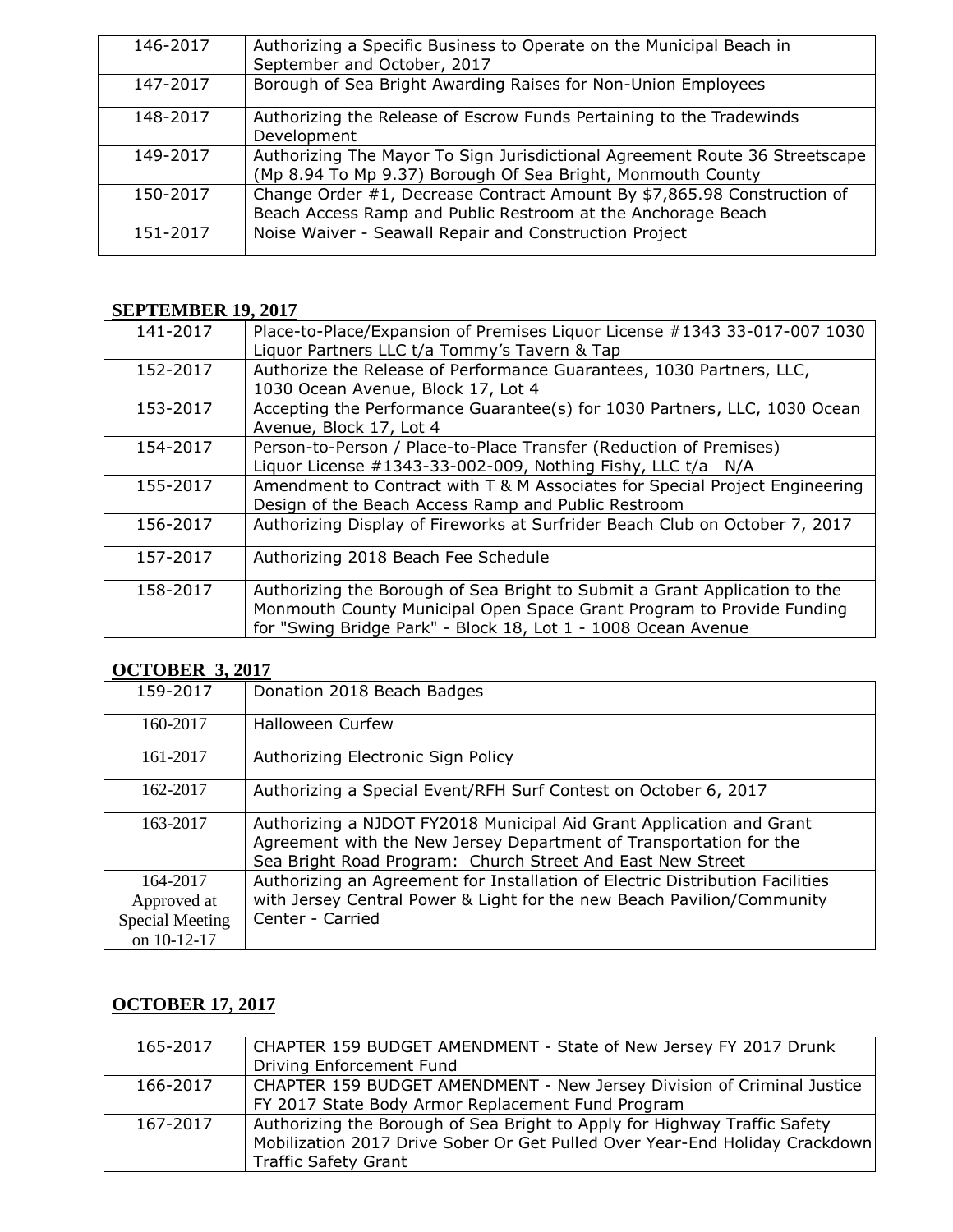| | |
|---|---|
| 146-2017 | Authorizing a Specific Business to Operate on the Municipal Beach in September and October, 2017 |
| 147-2017 | Borough of Sea Bright Awarding Raises for Non-Union Employees |
| 148-2017 | Authorizing the Release of Escrow Funds Pertaining to the Tradewinds Development |
| 149-2017 | Authorizing The Mayor To Sign Jurisdictional Agreement Route 36 Streetscape (Mp 8.94 To Mp 9.37) Borough Of Sea Bright, Monmouth County |
| 150-2017 | Change Order #1, Decrease Contract Amount By $7,865.98 Construction of Beach Access Ramp and Public Restroom at the Anchorage Beach |
| 151-2017 | Noise Waiver - Seawall Repair and Construction Project |

**SEPTEMBER 19, 2017**

| | |
|---|---|
| 141-2017 | Place-to-Place/Expansion of Premises Liquor License #1343 33-017-007 1030 Liquor Partners LLC t/a Tommy's Tavern & Tap |
| 152-2017 | Authorize the Release of Performance Guarantees, 1030 Partners, LLC, 1030 Ocean Avenue, Block 17, Lot 4 |
| 153-2017 | Accepting the Performance Guarantee(s) for 1030 Partners, LLC, 1030 Ocean Avenue, Block 17, Lot 4 |
| 154-2017 | Person-to-Person / Place-to-Place Transfer (Reduction of Premises) Liquor License #1343-33-002-009, Nothing Fishy, LLC t/a N/A |
| 155-2017 | Amendment to Contract with T & M Associates for Special Project Engineering Design of the Beach Access Ramp and Public Restroom |
| 156-2017 | Authorizing Display of Fireworks at Surfrider Beach Club on October 7, 2017 |
| 157-2017 | Authorizing 2018 Beach Fee Schedule |
| 158-2017 | Authorizing the Borough of Sea Bright to Submit a Grant Application to the Monmouth County Municipal Open Space Grant Program to Provide Funding for "Swing Bridge Park" - Block 18, Lot 1 - 1008 Ocean Avenue |

**OCTOBER 3, 2017**

| | |
|---|---|
| 159-2017 | Donation 2018 Beach Badges |
| 160-2017 | Halloween Curfew |
| 161-2017 | Authorizing Electronic Sign Policy |
| 162-2017 | Authorizing a Special Event/RFH Surf Contest on October 6, 2017 |
| 163-2017 | Authorizing a NJDOT FY2018 Municipal Aid Grant Application and Grant Agreement with the New Jersey Department of Transportation for the Sea Bright Road Program: Church Street And East New Street |
| 164-2017 Approved at Special Meeting on 10-12-17 | Authorizing an Agreement for Installation of Electric Distribution Facilities with Jersey Central Power & Light for the new Beach Pavilion/Community Center - Carried |

**OCTOBER 17, 2017**

| | |
|---|---|
| 165-2017 | CHAPTER 159 BUDGET AMENDMENT - State of New Jersey FY 2017 Drunk Driving Enforcement Fund |
| 166-2017 | CHAPTER 159 BUDGET AMENDMENT - New Jersey Division of Criminal Justice FY 2017 State Body Armor Replacement Fund Program |
| 167-2017 | Authorizing the Borough of Sea Bright to Apply for Highway Traffic Safety Mobilization 2017 Drive Sober Or Get Pulled Over Year-End Holiday Crackdown Traffic Safety Grant |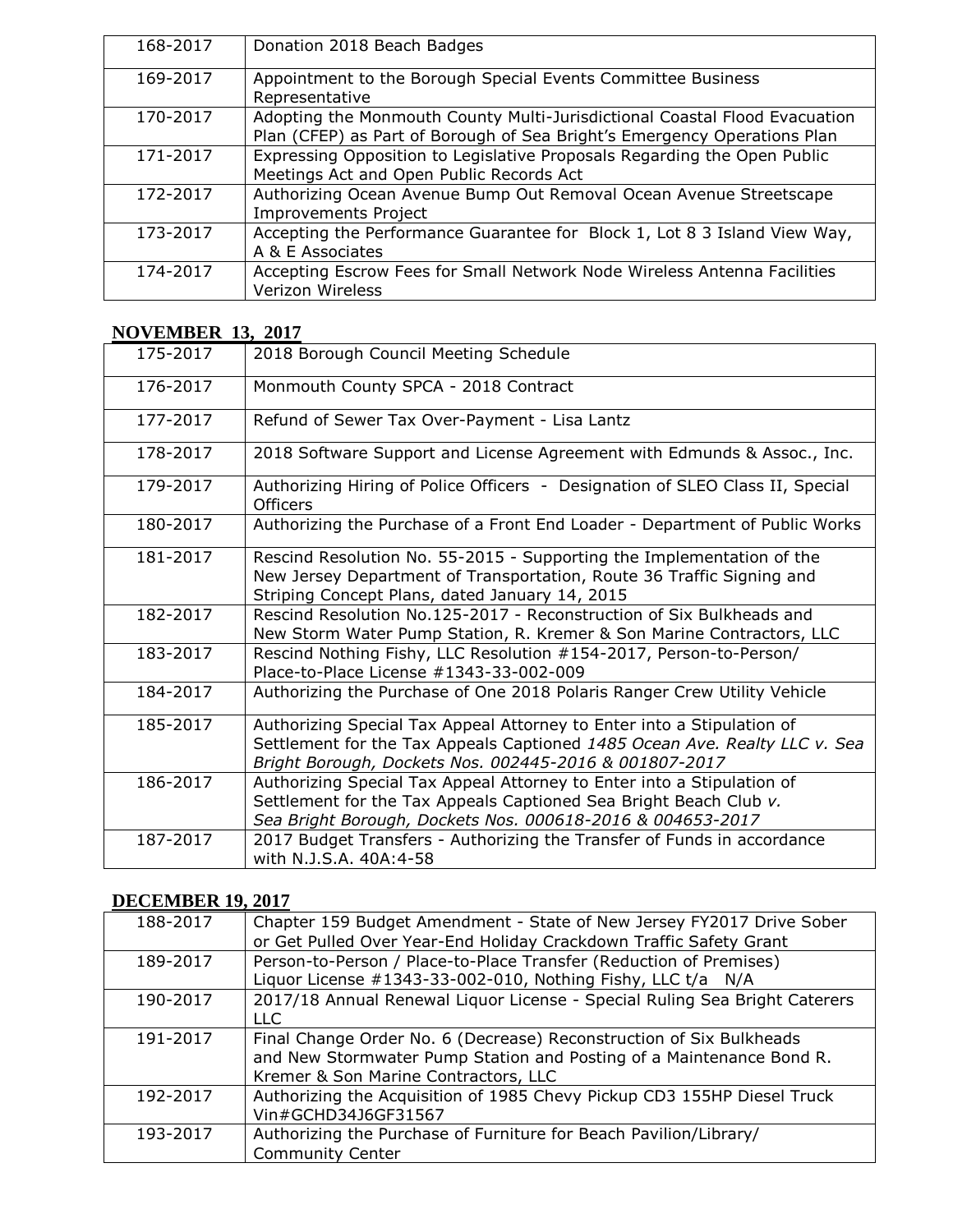| | |
|---|---|
| 168-2017 | Donation 2018 Beach Badges |
| 169-2017 | Appointment to the Borough Special Events Committee Business Representative |
| 170-2017 | Adopting the Monmouth County Multi-Jurisdictional Coastal Flood Evacuation Plan (CFEP) as Part of Borough of Sea Bright's Emergency Operations Plan |
| 171-2017 | Expressing Opposition to Legislative Proposals Regarding the Open Public Meetings Act and Open Public Records Act |
| 172-2017 | Authorizing Ocean Avenue Bump Out Removal Ocean Avenue Streetscape Improvements Project |
| 173-2017 | Accepting the Performance Guarantee for Block 1, Lot 8 3 Island View Way, A & E Associates |
| 174-2017 | Accepting Escrow Fees for Small Network Node Wireless Antenna Facilities Verizon Wireless |

## NOVEMBER 13, 2017

| | |
|---|---|
| 175-2017 | 2018 Borough Council Meeting Schedule |
| 176-2017 | Monmouth County SPCA - 2018 Contract |
| 177-2017 | Refund of Sewer Tax Over-Payment - Lisa Lantz |
| 178-2017 | 2018 Software Support and License Agreement with Edmunds & Assoc., Inc. |
| 179-2017 | Authorizing Hiring of Police Officers - Designation of SLEO Class II, Special Officers |
| 180-2017 | Authorizing the Purchase of a Front End Loader - Department of Public Works |
| 181-2017 | Rescind Resolution No. 55-2015 - Supporting the Implementation of the New Jersey Department of Transportation, Route 36 Traffic Signing and Striping Concept Plans, dated January 14, 2015 |
| 182-2017 | Rescind Resolution No.125-2017 - Reconstruction of Six Bulkheads and New Storm Water Pump Station, R. Kremer & Son Marine Contractors, LLC |
| 183-2017 | Rescind Nothing Fishy, LLC Resolution #154-2017, Person-to-Person/ Place-to-Place License #1343-33-002-009 |
| 184-2017 | Authorizing the Purchase of One 2018 Polaris Ranger Crew Utility Vehicle |
| 185-2017 | Authorizing Special Tax Appeal Attorney to Enter into a Stipulation of Settlement for the Tax Appeals Captioned *1485 Ocean Ave. Realty LLC v. Sea Bright Borough, Dockets Nos. 002445-2016 & 001807-2017* |
| 186-2017 | Authorizing Special Tax Appeal Attorney to Enter into a Stipulation of Settlement for the Tax Appeals Captioned Sea Bright Beach Club *v. Sea Bright Borough, Dockets Nos. 000618-2016 & 004653-2017* |
| 187-2017 | 2017 Budget Transfers - Authorizing the Transfer of Funds in accordance with N.J.S.A. 40A:4-58 |

## DECEMBER 19, 2017

| | |
|---|---|
| 188-2017 | Chapter 159 Budget Amendment - State of New Jersey FY2017 Drive Sober or Get Pulled Over Year-End Holiday Crackdown Traffic Safety Grant |
| 189-2017 | Person-to-Person / Place-to-Place Transfer (Reduction of Premises) Liquor License #1343-33-002-010, Nothing Fishy, LLC t/a N/A |
| 190-2017 | 2017/18 Annual Renewal Liquor License - Special Ruling Sea Bright Caterers LLC |
| 191-2017 | Final Change Order No. 6 (Decrease) Reconstruction of Six Bulkheads and New Stormwater Pump Station and Posting of a Maintenance Bond R. Kremer & Son Marine Contractors, LLC |
| 192-2017 | Authorizing the Acquisition of 1985 Chevy Pickup CD3 155HP Diesel Truck Vin#GCHD34J6GF31567 |
| 193-2017 | Authorizing the Purchase of Furniture for Beach Pavilion/Library/ Community Center |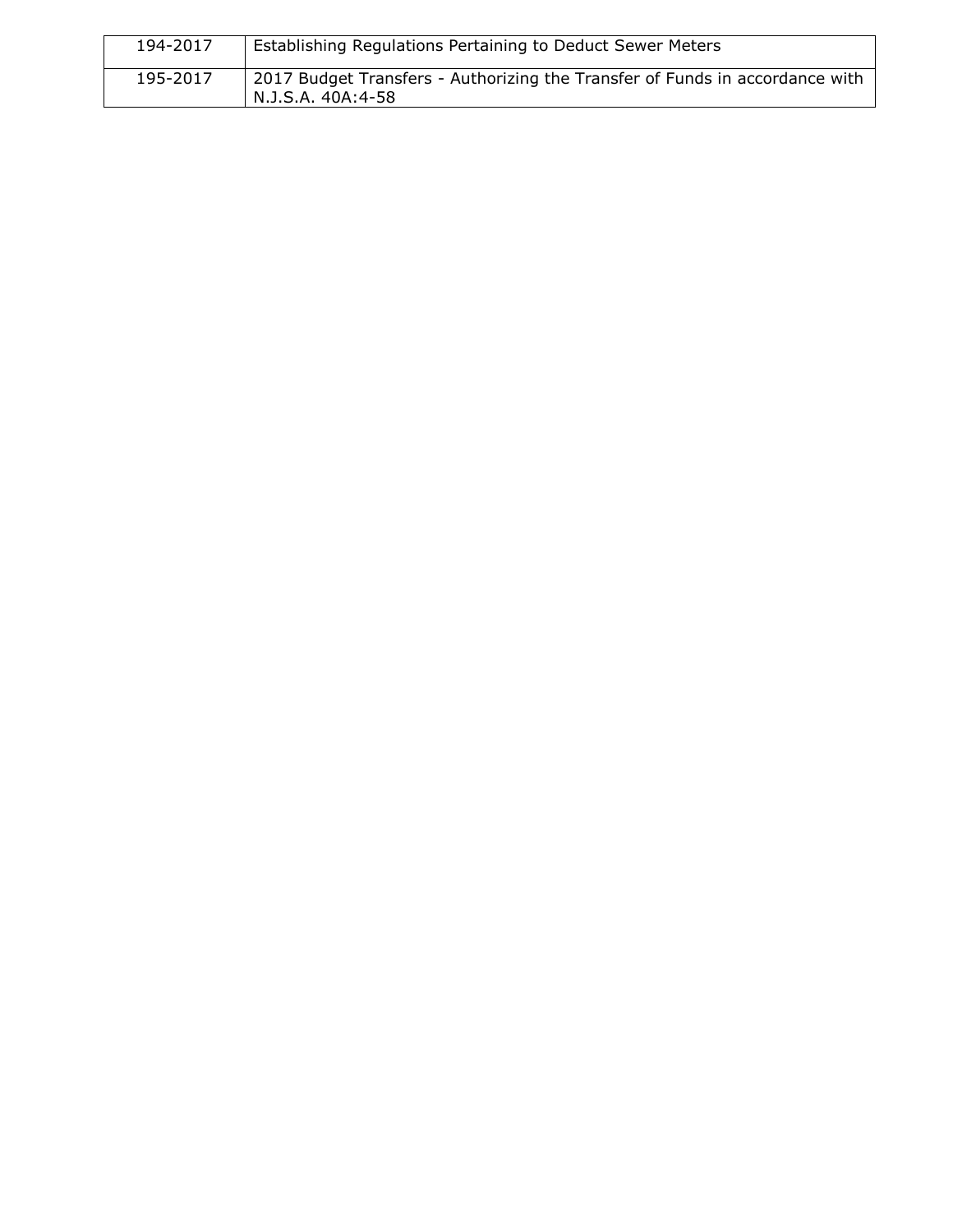| | |
|---|---|
| 194-2017 | Establishing Regulations Pertaining to Deduct Sewer Meters |
| 195-2017 | 2017 Budget Transfers - Authorizing the Transfer of Funds in accordance with N.J.S.A. 40A:4-58 |